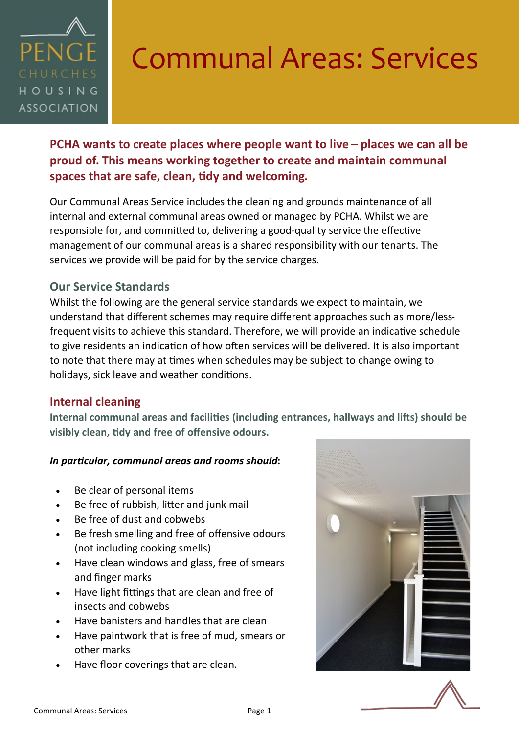# Communal Areas: Services

**PCHA wants to create places where people want to live – places we can all be proud of. This means working together to create and maintain communal spaces that are safe, clean, tidy and welcoming.**

Our Communal Areas Service includes the cleaning and grounds maintenance of all internal and external communal areas owned or managed by PCHA. Whilst we are responsible for, and committed to, delivering a good-quality service the effective management of our communal areas is a shared responsibility with our tenants. The services we provide will be paid for by the service charges.

## Our Service Standards

Whilst the following are the general service standards we expect to maintain, we understand that different schemes may require different approaches such as more/less-frequent visits to achieve this standard. Therefore, we will provide an indicative schedule to give residents an indication of how often services will be delivered. It is also important to note that there may at times when schedules may be subject to change owing to holidays, sick leave and weather conditions.

## Internal cleaning

**Internal communal areas and facilities (including entrances, hallways and lifts) should be visibly clean, tidy and free of offensive odours.**

***In particular, communal areas and rooms should*:**

- Be clear of personal items
- Be free of rubbish, litter and junk mail
- Be free of dust and cobwebs
- Be fresh smelling and free of offensive odours (not including cooking smells)
- Have clean windows and glass, free of smears and finger marks
- Have light fittings that are clean and free of insects and cobwebs
- Have banisters and handles that are clean
- Have paintwork that is free of mud, smears or other marks
- Have floor coverings that are clean.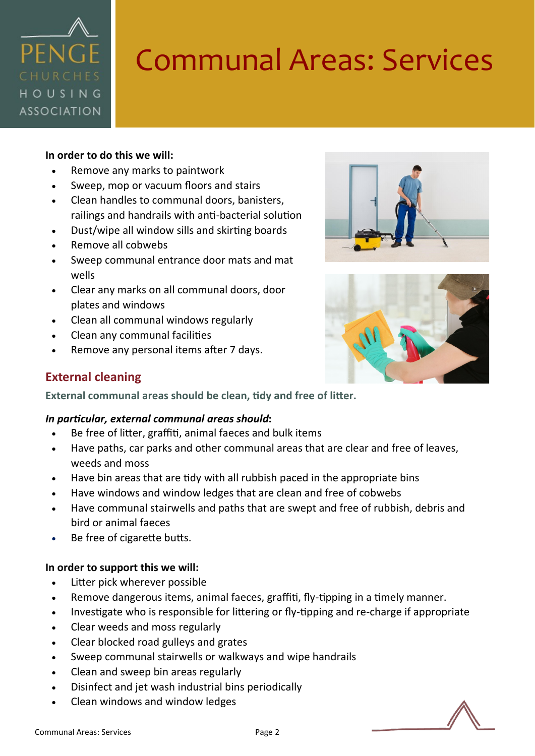# Communal Areas: Services

**In order to do this we will:**

- Remove any marks to paintwork
- Sweep, mop or vacuum floors and stairs
- Clean handles to communal doors, banisters, railings and handrails with anti-bacterial solution
- Dust/wipe all window sills and skirting boards
- Remove all cobwebs
- Sweep communal entrance door mats and mat wells
- Clear any marks on all communal doors, door plates and windows
- Clean all communal windows regularly
- Clean any communal facilities
- Remove any personal items after 7 days.

## External cleaning

**External communal areas should be clean, tidy and free of litter.**

***In particular, external communal areas should*:**

- Be free of litter, graffiti, animal faeces and bulk items
- Have paths, car parks and other communal areas that are clear and free of leaves, weeds and moss
- Have bin areas that are tidy with all rubbish paced in the appropriate bins
- Have windows and window ledges that are clean and free of cobwebs
- Have communal stairwells and paths that are swept and free of rubbish, debris and bird or animal faeces
- Be free of cigarette butts.

**In order to support this we will:**

- Litter pick wherever possible
- Remove dangerous items, animal faeces, graffiti, fly-tipping in a timely manner.
- Investigate who is responsible for littering or fly-tipping and re-charge if appropriate
- Clear weeds and moss regularly
- Clear blocked road gulleys and grates
- Sweep communal stairwells or walkways and wipe handrails
- Clean and sweep bin areas regularly
- Disinfect and jet wash industrial bins periodically
- Clean windows and window ledges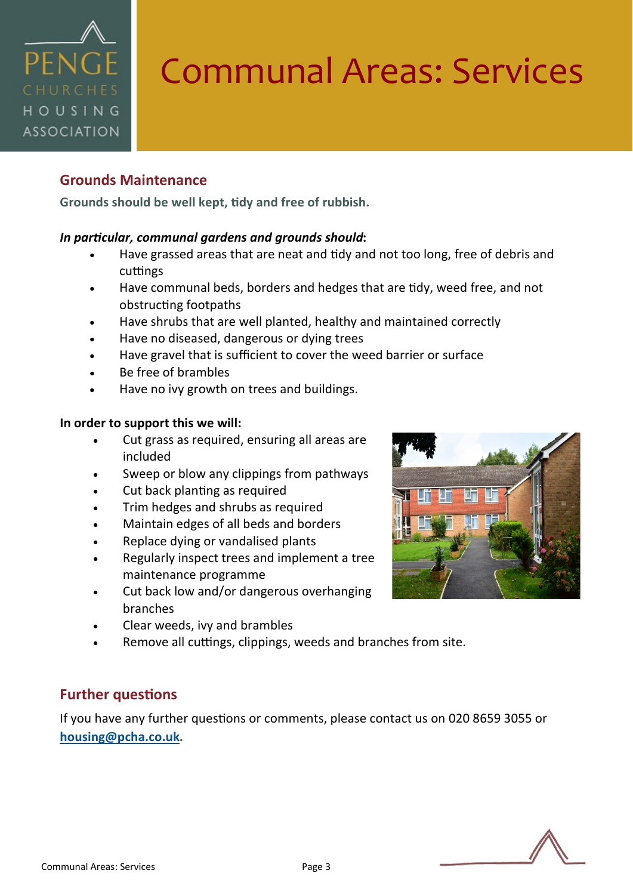# Communal Areas: Services

## Grounds Maintenance

**Grounds should be well kept, tidy and free of rubbish.**

***In particular, communal gardens and grounds should*:**

- Have grassed areas that are neat and tidy and not too long, free of debris and cuttings
- Have communal beds, borders and hedges that are tidy, weed free, and not obstructing footpaths
- Have shrubs that are well planted, healthy and maintained correctly
- Have no diseased, dangerous or dying trees
- Have gravel that is sufficient to cover the weed barrier or surface
- Be free of brambles
- Have no ivy growth on trees and buildings.

**In order to support this we will:**

- Cut grass as required, ensuring all areas are included
- Sweep or blow any clippings from pathways
- Cut back planting as required
- Trim hedges and shrubs as required
- Maintain edges of all beds and borders
- Replace dying or vandalised plants
- Regularly inspect trees and implement a tree maintenance programme
- Cut back low and/or dangerous overhanging branches
- Clear weeds, ivy and brambles
- Remove all cuttings, clippings, weeds and branches from site.

## Further questions

If you have any further questions or comments, please contact us on 020 8659 3055 or **housing@pcha.co.uk**.